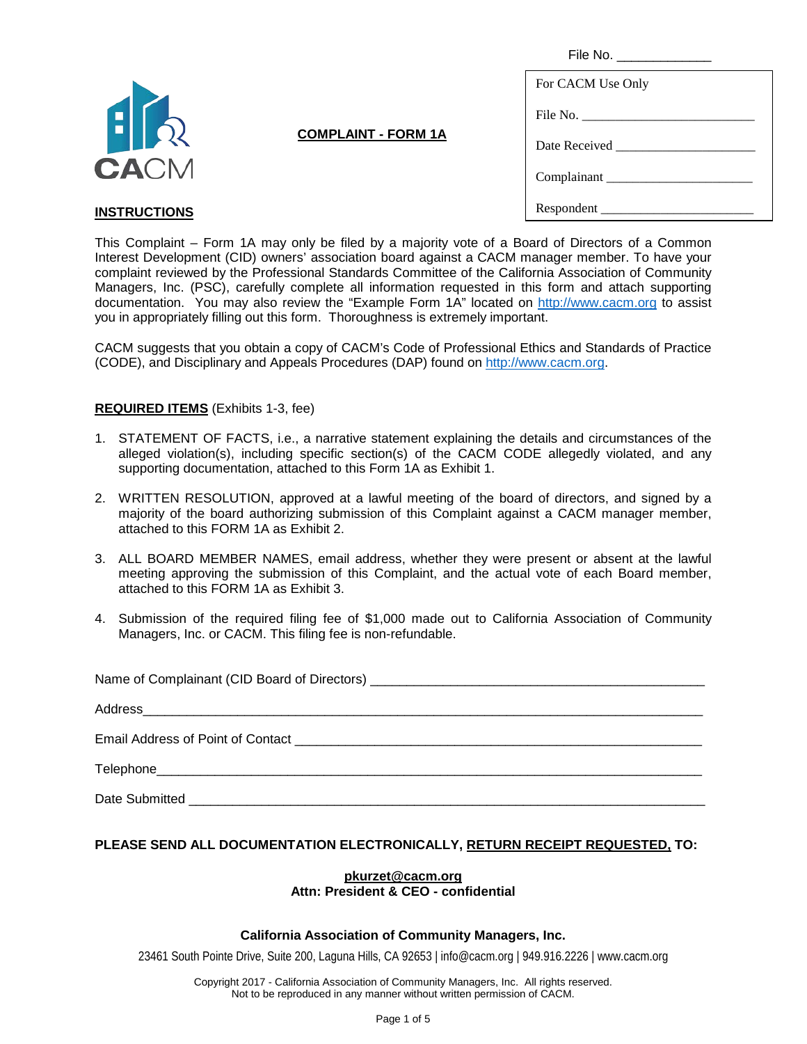File No. _____________

| For CACM Use Only |
|---|
| File No. ___________________________ |
| Date Received _____________________ |
| Complainant ______________________ |
| Respondent _______________________ |

CACM

# COMPLAINT - FORM 1A

## INSTRUCTIONS

This Complaint – Form 1A may only be filed by a majority vote of a Board of Directors of a Common Interest Development (CID) owners' association board against a CACM manager member. To have your complaint reviewed by the Professional Standards Committee of the California Association of Community Managers, Inc. (PSC), carefully complete all information requested in this form and attach supporting documentation. You may also review the "Example Form 1A" located on http://www.cacm.org to assist you in appropriately filling out this form. Thoroughness is extremely important.

CACM suggests that you obtain a copy of CACM's Code of Professional Ethics and Standards of Practice (CODE), and Disciplinary and Appeals Procedures (DAP) found on http://www.cacm.org.

**REQUIRED ITEMS** (Exhibits 1-3, fee)

1. STATEMENT OF FACTS, i.e., a narrative statement explaining the details and circumstances of the alleged violation(s), including specific section(s) of the CACM CODE allegedly violated, and any supporting documentation, attached to this Form 1A as Exhibit 1.
2. WRITTEN RESOLUTION, approved at a lawful meeting of the board of directors, and signed by a majority of the board authorizing submission of this Complaint against a CACM manager member, attached to this FORM 1A as Exhibit 2.
3. ALL BOARD MEMBER NAMES, email address, whether they were present or absent at the lawful meeting approving the submission of this Complaint, and the actual vote of each Board member, attached to this FORM 1A as Exhibit 3.
4. Submission of the required filing fee of $1,000 made out to California Association of Community Managers, Inc. or CACM. This filing fee is non-refundable.

Name of Complainant (CID Board of Directors) ____________________________________________

Address________________________________________________________________________________

Email Address of Point of Contact _______________________________________________________

Telephone______________________________________________________________________________

Date Submitted _________________________________________________________________________

**PLEASE SEND ALL DOCUMENTATION ELECTRONICALLY, RETURN RECEIPT REQUESTED, TO:**

**pkurzet@cacm.org**
**Attn: President & CEO - confidential**

**California Association of Community Managers, Inc.**

23461 South Pointe Drive, Suite 200, Laguna Hills, CA 92653 | info@cacm.org | 949.916.2226 | www.cacm.org

Copyright 2017 - California Association of Community Managers, Inc. All rights reserved.
Not to be reproduced in any manner without written permission of CACM.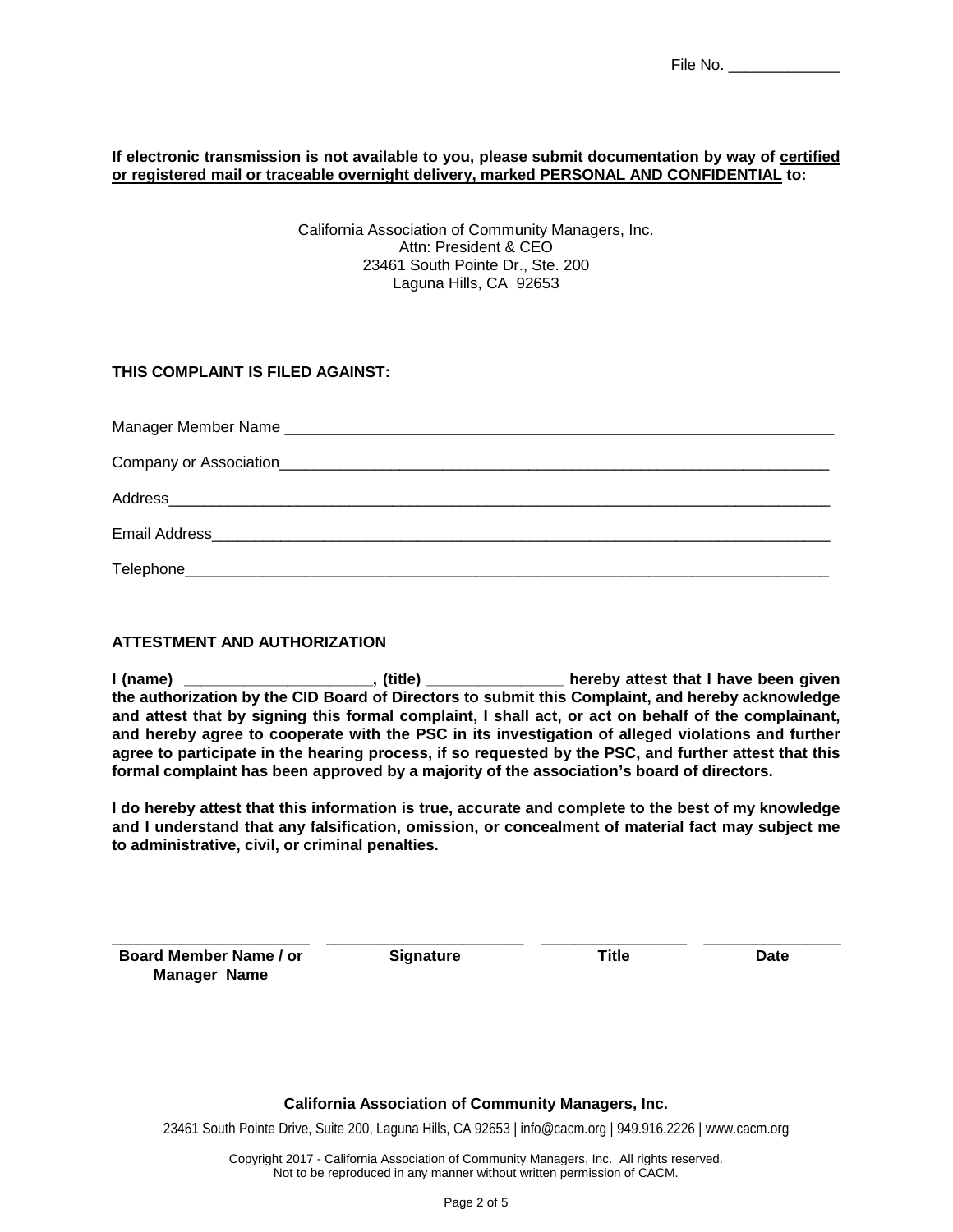File No. _____________

**If electronic transmission is not available to you, please submit documentation by way of <u>certified or registered mail or traceable overnight delivery, marked PERSONAL AND CONFIDENTIAL</u> to:**

California Association of Community Managers, Inc.
Attn: President & CEO
23461 South Pointe Dr., Ste. 200
Laguna Hills, CA 92653

**THIS COMPLAINT IS FILED AGAINST:**

Manager Member Name ___________________________________________________________________

Company or Association___________________________________________________________________

Address___________________________________________________________________________

Email Address______________________________________________________________________

Telephone_________________________________________________________________________

**ATTESTMENT AND AUTHORIZATION**

**I (name) _____________________, (title) _______________ hereby attest that I have been given the authorization by the CID Board of Directors to submit this Complaint, and hereby acknowledge and attest that by signing this formal complaint, I shall act, or act on behalf of the complainant, and hereby agree to cooperate with the PSC in its investigation of alleged violations and further agree to participate in the hearing process, if so requested by the PSC, and further attest that this formal complaint has been approved by a majority of the association's board of directors.**

**I do hereby attest that this information is true, accurate and complete to the best of my knowledge and I understand that any falsification, omission, or concealment of material fact may subject me to administrative, civil, or criminal penalties.**

| ______________________ | ______________________ | ________________ | ________________ |
|---|---|---|---|
| **Board Member Name / or Manager Name** | **Signature** | **Title** | **Date** |

**California Association of Community Managers, Inc.**

23461 South Pointe Drive, Suite 200, Laguna Hills, CA 92653 | info@cacm.org | 949.916.2226 | www.cacm.org

Copyright 2017 - California Association of Community Managers, Inc. All rights reserved.
Not to be reproduced in any manner without written permission of CACM.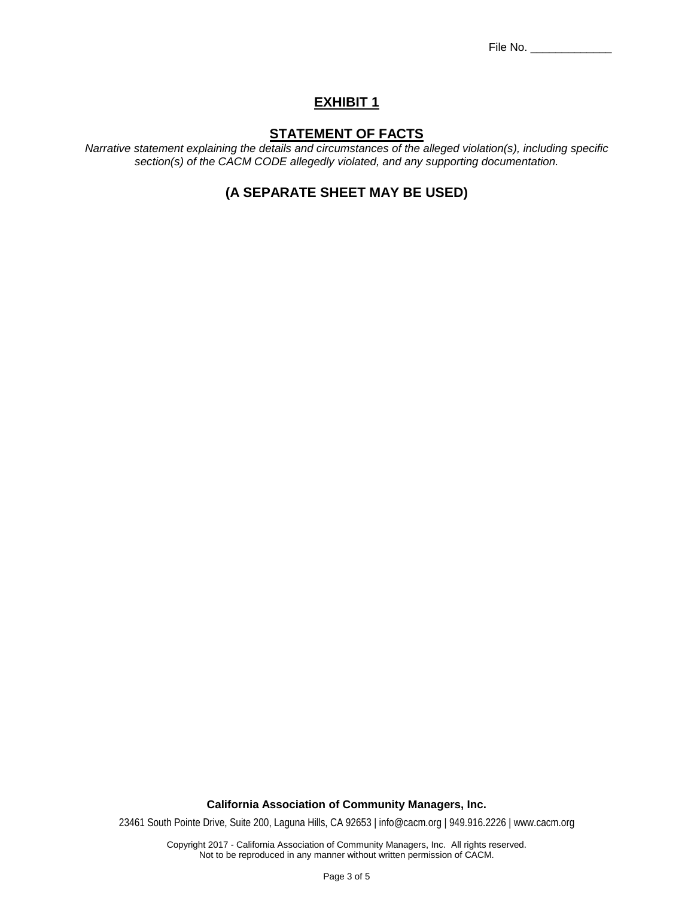File No. _____________

# EXHIBIT 1

## STATEMENT OF FACTS

*Narrative statement explaining the details and circumstances of the alleged violation(s), including specific section(s) of the CACM CODE allegedly violated, and any supporting documentation.*

### (A SEPARATE SHEET MAY BE USED)

**California Association of Community Managers, Inc.**

23461 South Pointe Drive, Suite 200, Laguna Hills, CA 92653 | info@cacm.org | 949.916.2226 | www.cacm.org

Copyright 2017 - California Association of Community Managers, Inc. All rights reserved.
Not to be reproduced in any manner without written permission of CACM.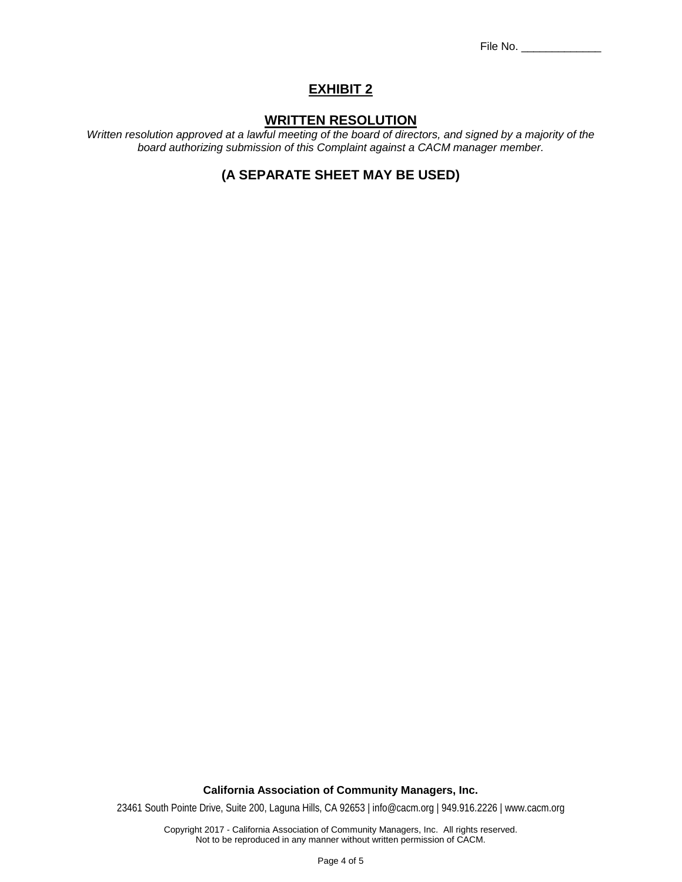File No. _____________

# EXHIBIT 2

## WRITTEN RESOLUTION

*Written resolution approved at a lawful meeting of the board of directors, and signed by a majority of the board authorizing submission of this Complaint against a CACM manager member.*

**(A SEPARATE SHEET MAY BE USED)**

**California Association of Community Managers, Inc.**

23461 South Pointe Drive, Suite 200, Laguna Hills, CA 92653 | info@cacm.org | 949.916.2226 | www.cacm.org

Copyright 2017 - California Association of Community Managers, Inc. All rights reserved.
Not to be reproduced in any manner without written permission of CACM.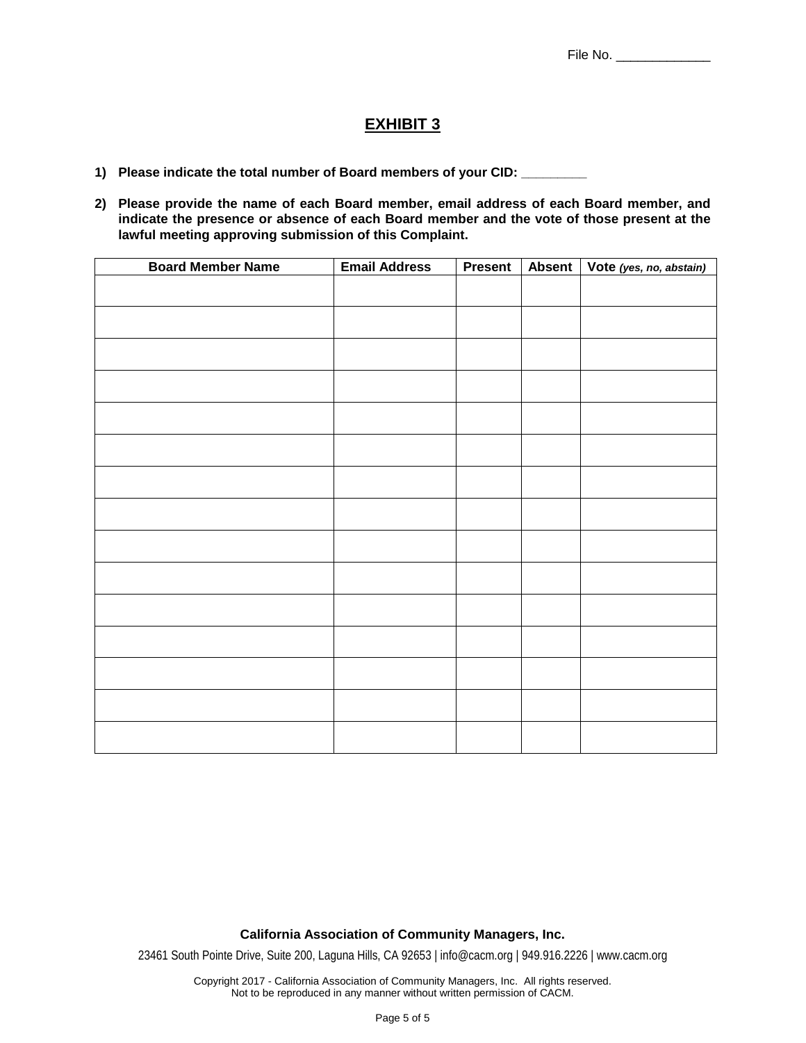File No. _____________

## EXHIBIT 3

**1) Please indicate the total number of Board members of your CID: ________**

**2) Please provide the name of each Board member, email address of each Board member, and indicate the presence or absence of each Board member and the vote of those present at the lawful meeting approving submission of this Complaint.**

| Board Member Name | Email Address | Present | Absent | Vote *(yes, no, abstain)* |
|---|---|---|---|---|
| | | | | |
| | | | | |
| | | | | |
| | | | | |
| | | | | |
| | | | | |
| | | | | |
| | | | | |
| | | | | |
| | | | | |
| | | | | |
| | | | | |
| | | | | |
| | | | | |
| | | | | |

**California Association of Community Managers, Inc.**

23461 South Pointe Drive, Suite 200, Laguna Hills, CA 92653 | info@cacm.org | 949.916.2226 | www.cacm.org

Copyright 2017 - California Association of Community Managers, Inc. All rights reserved.
Not to be reproduced in any manner without written permission of CACM.